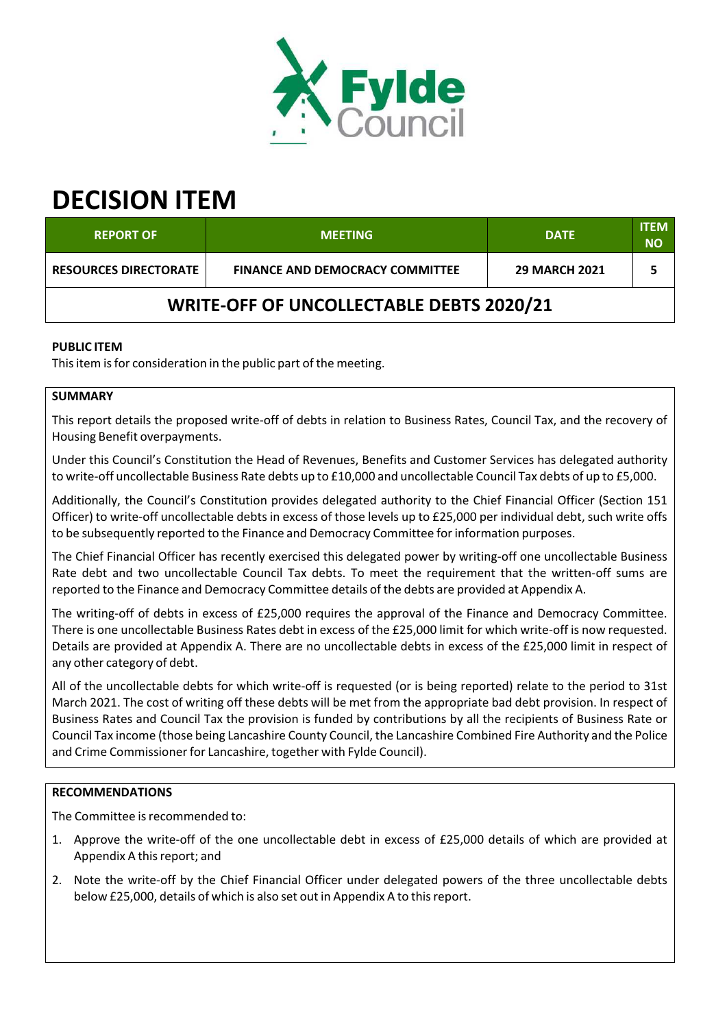# DECISION ITEM

| REPORT OF | MEETING | DATE | ITEM NO |
|---|---|---|---|
| RESOURCES DIRECTORATE | FINANCE AND DEMOCRACY COMMITTEE | 29 MARCH 2021 | 5 |

## WRITE-OFF OF UNCOLLECTABLE DEBTS 2020/21

**PUBLIC ITEM**

This item is for consideration in the public part of the meeting.

**SUMMARY**

This report details the proposed write-off of debts in relation to Business Rates, Council Tax, and the recovery of Housing Benefit overpayments.

Under this Council's Constitution the Head of Revenues, Benefits and Customer Services has delegated authority to write-off uncollectable Business Rate debts up to £10,000 and uncollectable Council Tax debts of up to £5,000.

Additionally, the Council's Constitution provides delegated authority to the Chief Financial Officer (Section 151 Officer) to write-off uncollectable debts in excess of those levels up to £25,000 per individual debt, such write offs to be subsequently reported to the Finance and Democracy Committee for information purposes.

The Chief Financial Officer has recently exercised this delegated power by writing-off one uncollectable Business Rate debt and two uncollectable Council Tax debts. To meet the requirement that the written-off sums are reported to the Finance and Democracy Committee details of the debts are provided at Appendix A.

The writing-off of debts in excess of £25,000 requires the approval of the Finance and Democracy Committee. There is one uncollectable Business Rates debt in excess of the £25,000 limit for which write-off is now requested. Details are provided at Appendix A. There are no uncollectable debts in excess of the £25,000 limit in respect of any other category of debt.

All of the uncollectable debts for which write-off is requested (or is being reported) relate to the period to 31st March 2021. The cost of writing off these debts will be met from the appropriate bad debt provision. In respect of Business Rates and Council Tax the provision is funded by contributions by all the recipients of Business Rate or Council Tax income (those being Lancashire County Council, the Lancashire Combined Fire Authority and the Police and Crime Commissioner for Lancashire, together with Fylde Council).

**RECOMMENDATIONS**

The Committee is recommended to:

1. Approve the write-off of the one uncollectable debt in excess of £25,000 details of which are provided at Appendix A this report; and
2. Note the write-off by the Chief Financial Officer under delegated powers of the three uncollectable debts below £25,000, details of which is also set out in Appendix A to this report.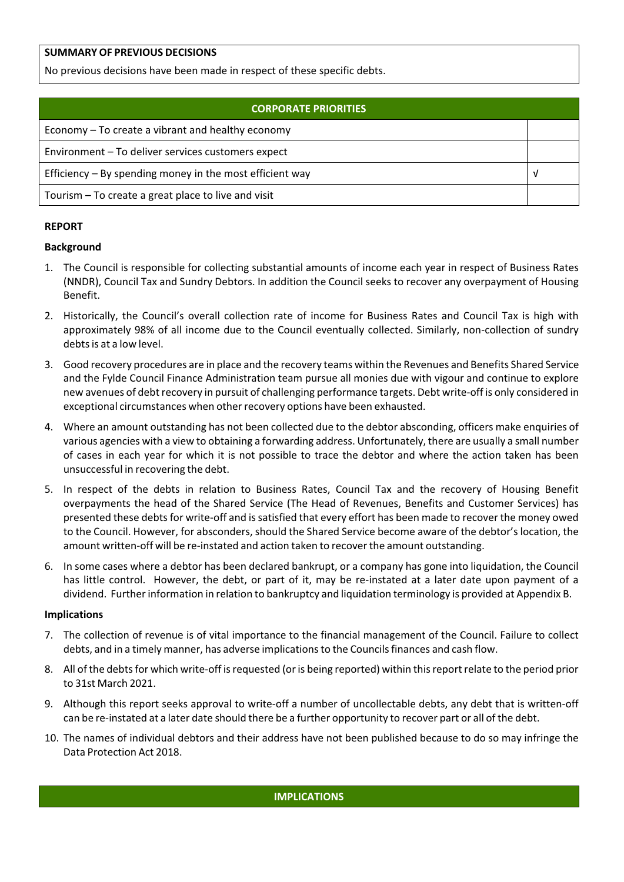| **SUMMARY OF PREVIOUS DECISIONS** |
|---|
| No previous decisions have been made in respect of these specific debts. |

| CORPORATE PRIORITIES | |
|---|---|
| Economy – To create a vibrant and healthy economy | |
| Environment – To deliver services customers expect | |
| Efficiency – By spending money in the most efficient way | √ |
| Tourism – To create a great place to live and visit | |

## REPORT

### Background

1. The Council is responsible for collecting substantial amounts of income each year in respect of Business Rates (NNDR), Council Tax and Sundry Debtors. In addition the Council seeks to recover any overpayment of Housing Benefit.
2. Historically, the Council's overall collection rate of income for Business Rates and Council Tax is high with approximately 98% of all income due to the Council eventually collected. Similarly, non-collection of sundry debts is at a low level.
3. Good recovery procedures are in place and the recovery teams within the Revenues and Benefits Shared Service and the Fylde Council Finance Administration team pursue all monies due with vigour and continue to explore new avenues of debt recovery in pursuit of challenging performance targets. Debt write-off is only considered in exceptional circumstances when other recovery options have been exhausted.
4. Where an amount outstanding has not been collected due to the debtor absconding, officers make enquiries of various agencies with a view to obtaining a forwarding address. Unfortunately, there are usually a small number of cases in each year for which it is not possible to trace the debtor and where the action taken has been unsuccessful in recovering the debt.
5. In respect of the debts in relation to Business Rates, Council Tax and the recovery of Housing Benefit overpayments the head of the Shared Service (The Head of Revenues, Benefits and Customer Services) has presented these debts for write-off and is satisfied that every effort has been made to recover the money owed to the Council. However, for absconders, should the Shared Service become aware of the debtor's location, the amount written-off will be re-instated and action taken to recover the amount outstanding.
6. In some cases where a debtor has been declared bankrupt, or a company has gone into liquidation, the Council has little control. However, the debt, or part of it, may be re-instated at a later date upon payment of a dividend. Further information in relation to bankruptcy and liquidation terminology is provided at Appendix B.

### Implications

7. The collection of revenue is of vital importance to the financial management of the Council. Failure to collect debts, and in a timely manner, has adverse implications to the Councils finances and cash flow.
8. All of the debts for which write-off is requested (or is being reported) within this report relate to the period prior to 31st March 2021.
9. Although this report seeks approval to write-off a number of uncollectable debts, any debt that is written-off can be re-instated at a later date should there be a further opportunity to recover part or all of the debt.
10. The names of individual debtors and their address have not been published because to do so may infringe the Data Protection Act 2018.

| IMPLICATIONS |
|---|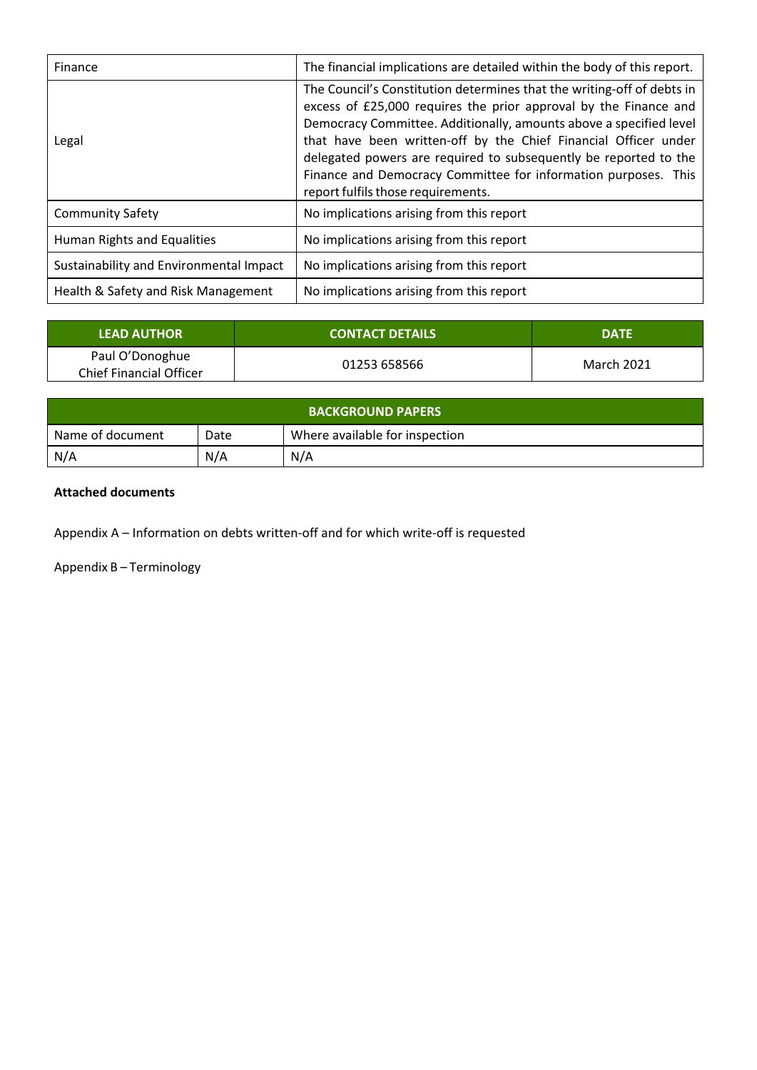| | |
|---|---|
| Finance | The financial implications are detailed within the body of this report. |
| Legal | The Council's Constitution determines that the writing-off of debts in excess of £25,000 requires the prior approval by the Finance and Democracy Committee. Additionally, amounts above a specified level that have been written-off by the Chief Financial Officer under delegated powers are required to subsequently be reported to the Finance and Democracy Committee for information purposes. This report fulfils those requirements. |
| Community Safety | No implications arising from this report |
| Human Rights and Equalities | No implications arising from this report |
| Sustainability and Environmental Impact | No implications arising from this report |
| Health & Safety and Risk Management | No implications arising from this report |

| LEAD AUTHOR | CONTACT DETAILS | DATE |
|---|---|---|
| Paul O'Donoghue<br>Chief Financial Officer | 01253 658566 | March 2021 |

| BACKGROUND PAPERS | | |
|---|---|---|
| Name of document | Date | Where available for inspection |
| N/A | N/A | N/A |

**Attached documents**

Appendix A – Information on debts written-off and for which write-off is requested

Appendix B – Terminology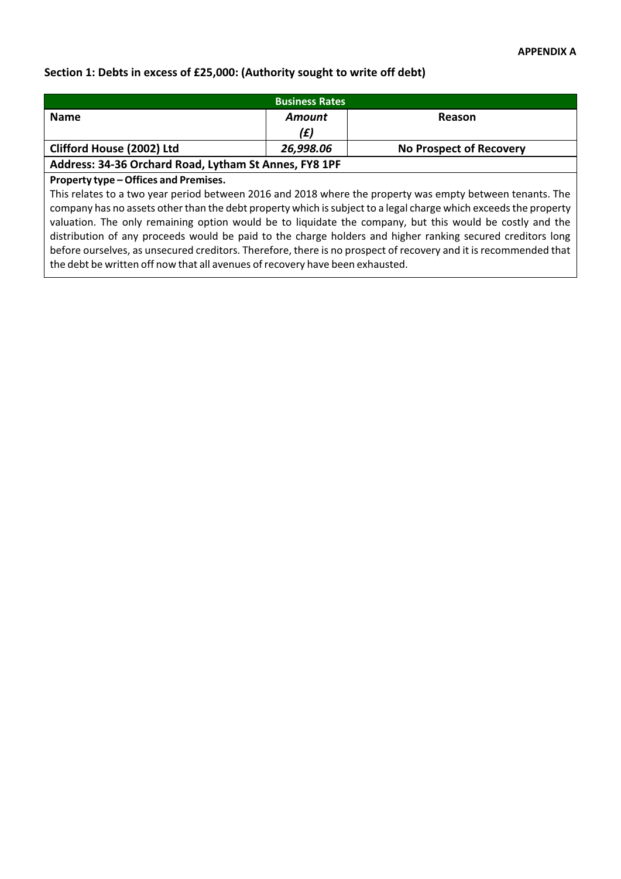**APPENDIX A**

## Section 1: Debts in excess of £25,000: (Authority sought to write off debt)

| Business Rates | | |
|---|---|---|
| **Name** | ***Amount (£)*** | **Reason** |
| **Clifford House (2002) Ltd** | ***26,998.06*** | **No Prospect of Recovery** |
| **Address: 34-36 Orchard Road, Lytham St Annes, FY8 1PF** | | |

**Property type – Offices and Premises.**

This relates to a two year period between 2016 and 2018 where the property was empty between tenants. The company has no assets other than the debt property which is subject to a legal charge which exceeds the property valuation. The only remaining option would be to liquidate the company, but this would be costly and the distribution of any proceeds would be paid to the charge holders and higher ranking secured creditors long before ourselves, as unsecured creditors. Therefore, there is no prospect of recovery and it is recommended that the debt be written off now that all avenues of recovery have been exhausted.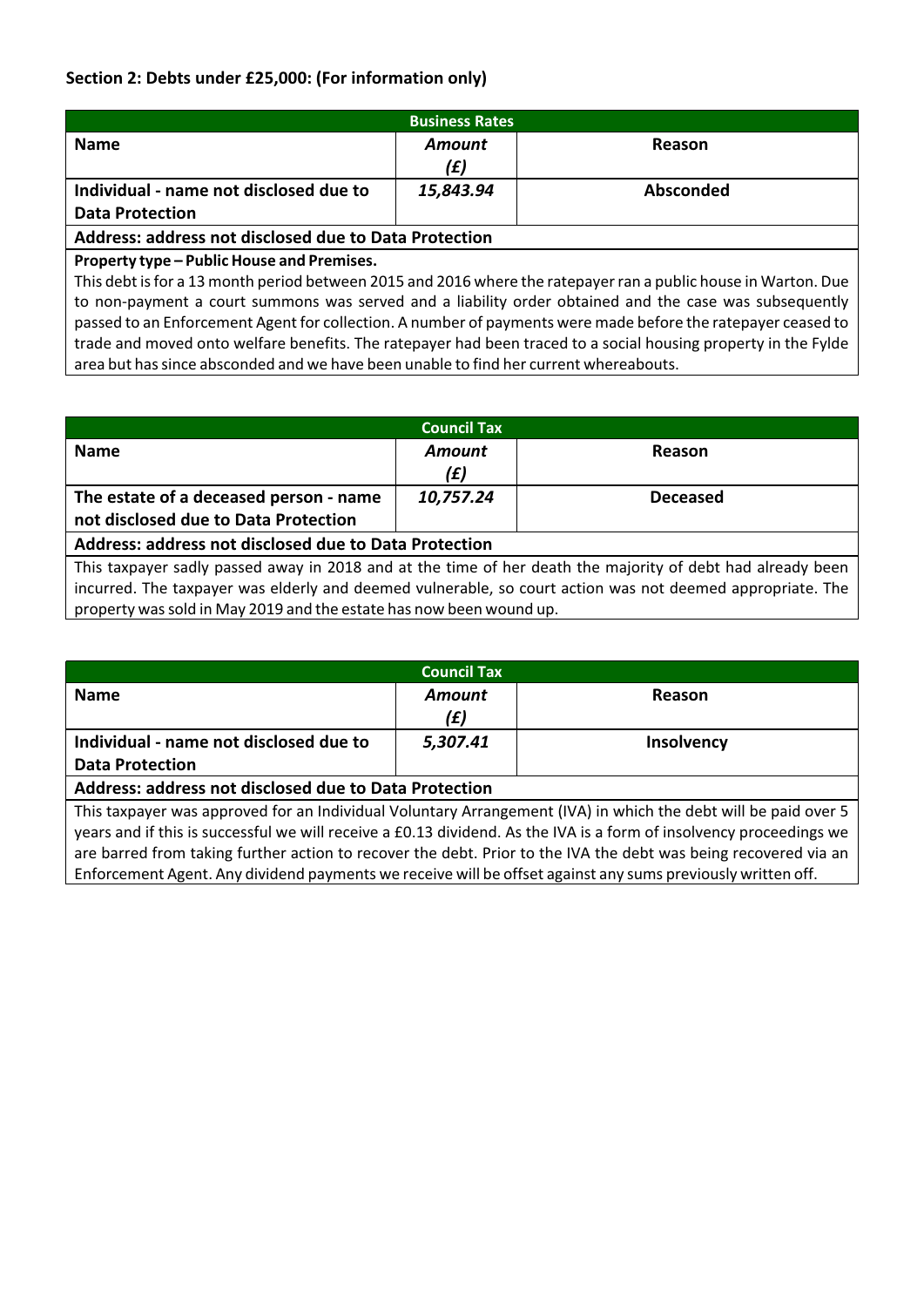### Section 2: Debts under £25,000: (For information only)

| Business Rates | | |
|---|---|---|
| **Name** | ***Amount (£)*** | **Reason** |
| **Individual - name not disclosed due to Data Protection** | ***15,843.94*** | **Absconded** |
| **Address: address not disclosed due to Data Protection** | | |

**Property type – Public House and Premises.**

This debt is for a 13 month period between 2015 and 2016 where the ratepayer ran a public house in Warton. Due to non-payment a court summons was served and a liability order obtained and the case was subsequently passed to an Enforcement Agent for collection. A number of payments were made before the ratepayer ceased to trade and moved onto welfare benefits. The ratepayer had been traced to a social housing property in the Fylde area but has since absconded and we have been unable to find her current whereabouts.

| Council Tax | | |
|---|---|---|
| **Name** | ***Amount (£)*** | **Reason** |
| **The estate of a deceased person - name not disclosed due to Data Protection** | ***10,757.24*** | **Deceased** |
| **Address: address not disclosed due to Data Protection** | | |

This taxpayer sadly passed away in 2018 and at the time of her death the majority of debt had already been incurred. The taxpayer was elderly and deemed vulnerable, so court action was not deemed appropriate. The property was sold in May 2019 and the estate has now been wound up.

| Council Tax | | |
|---|---|---|
| **Name** | ***Amount (£)*** | **Reason** |
| **Individual - name not disclosed due to Data Protection** | ***5,307.41*** | **Insolvency** |
| **Address: address not disclosed due to Data Protection** | | |

This taxpayer was approved for an Individual Voluntary Arrangement (IVA) in which the debt will be paid over 5 years and if this is successful we will receive a £0.13 dividend. As the IVA is a form of insolvency proceedings we are barred from taking further action to recover the debt. Prior to the IVA the debt was being recovered via an Enforcement Agent. Any dividend payments we receive will be offset against any sums previously written off.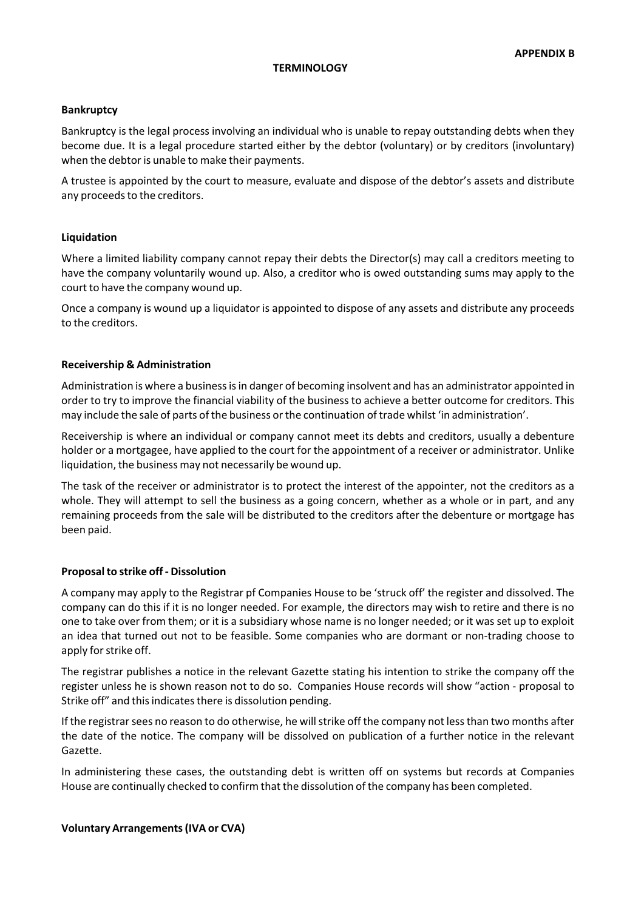**APPENDIX B**

# TERMINOLOGY

### Bankruptcy

Bankruptcy is the legal process involving an individual who is unable to repay outstanding debts when they become due. It is a legal procedure started either by the debtor (voluntary) or by creditors (involuntary) when the debtor is unable to make their payments.

A trustee is appointed by the court to measure, evaluate and dispose of the debtor's assets and distribute any proceeds to the creditors.

### Liquidation

Where a limited liability company cannot repay their debts the Director(s) may call a creditors meeting to have the company voluntarily wound up. Also, a creditor who is owed outstanding sums may apply to the court to have the company wound up.

Once a company is wound up a liquidator is appointed to dispose of any assets and distribute any proceeds to the creditors.

### Receivership & Administration

Administration is where a business is in danger of becoming insolvent and has an administrator appointed in order to try to improve the financial viability of the business to achieve a better outcome for creditors. This may include the sale of parts of the business or the continuation of trade whilst 'in administration'.

Receivership is where an individual or company cannot meet its debts and creditors, usually a debenture holder or a mortgagee, have applied to the court for the appointment of a receiver or administrator. Unlike liquidation, the business may not necessarily be wound up.

The task of the receiver or administrator is to protect the interest of the appointer, not the creditors as a whole. They will attempt to sell the business as a going concern, whether as a whole or in part, and any remaining proceeds from the sale will be distributed to the creditors after the debenture or mortgage has been paid.

### Proposal to strike off - Dissolution

A company may apply to the Registrar pf Companies House to be 'struck off' the register and dissolved. The company can do this if it is no longer needed. For example, the directors may wish to retire and there is no one to take over from them; or it is a subsidiary whose name is no longer needed; or it was set up to exploit an idea that turned out not to be feasible. Some companies who are dormant or non-trading choose to apply for strike off.

The registrar publishes a notice in the relevant Gazette stating his intention to strike the company off the register unless he is shown reason not to do so. Companies House records will show "action - proposal to Strike off" and this indicates there is dissolution pending.

If the registrar sees no reason to do otherwise, he will strike off the company not less than two months after the date of the notice. The company will be dissolved on publication of a further notice in the relevant Gazette.

In administering these cases, the outstanding debt is written off on systems but records at Companies House are continually checked to confirm that the dissolution of the company has been completed.

### Voluntary Arrangements (IVA or CVA)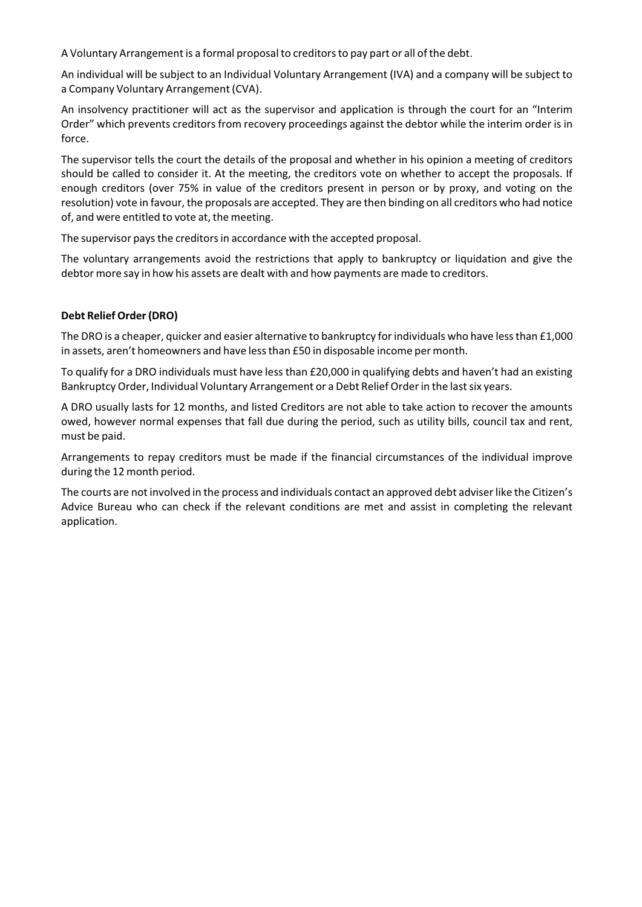A Voluntary Arrangement is a formal proposal to creditors to pay part or all of the debt.

An individual will be subject to an Individual Voluntary Arrangement (IVA) and a company will be subject to a Company Voluntary Arrangement (CVA).

An insolvency practitioner will act as the supervisor and application is through the court for an "Interim Order" which prevents creditors from recovery proceedings against the debtor while the interim order is in force.

The supervisor tells the court the details of the proposal and whether in his opinion a meeting of creditors should be called to consider it. At the meeting, the creditors vote on whether to accept the proposals. If enough creditors (over 75% in value of the creditors present in person or by proxy, and voting on the resolution) vote in favour, the proposals are accepted. They are then binding on all creditors who had notice of, and were entitled to vote at, the meeting.

The supervisor pays the creditors in accordance with the accepted proposal.

The voluntary arrangements avoid the restrictions that apply to bankruptcy or liquidation and give the debtor more say in how his assets are dealt with and how payments are made to creditors.

**Debt Relief Order (DRO)**

The DRO is a cheaper, quicker and easier alternative to bankruptcy for individuals who have less than £1,000 in assets, aren't homeowners and have less than £50 in disposable income per month.

To qualify for a DRO individuals must have less than £20,000 in qualifying debts and haven't had an existing Bankruptcy Order, Individual Voluntary Arrangement or a Debt Relief Order in the last six years.

A DRO usually lasts for 12 months, and listed Creditors are not able to take action to recover the amounts owed, however normal expenses that fall due during the period, such as utility bills, council tax and rent, must be paid.

Arrangements to repay creditors must be made if the financial circumstances of the individual improve during the 12 month period.

The courts are not involved in the process and individuals contact an approved debt adviser like the Citizen's Advice Bureau who can check if the relevant conditions are met and assist in completing the relevant application.